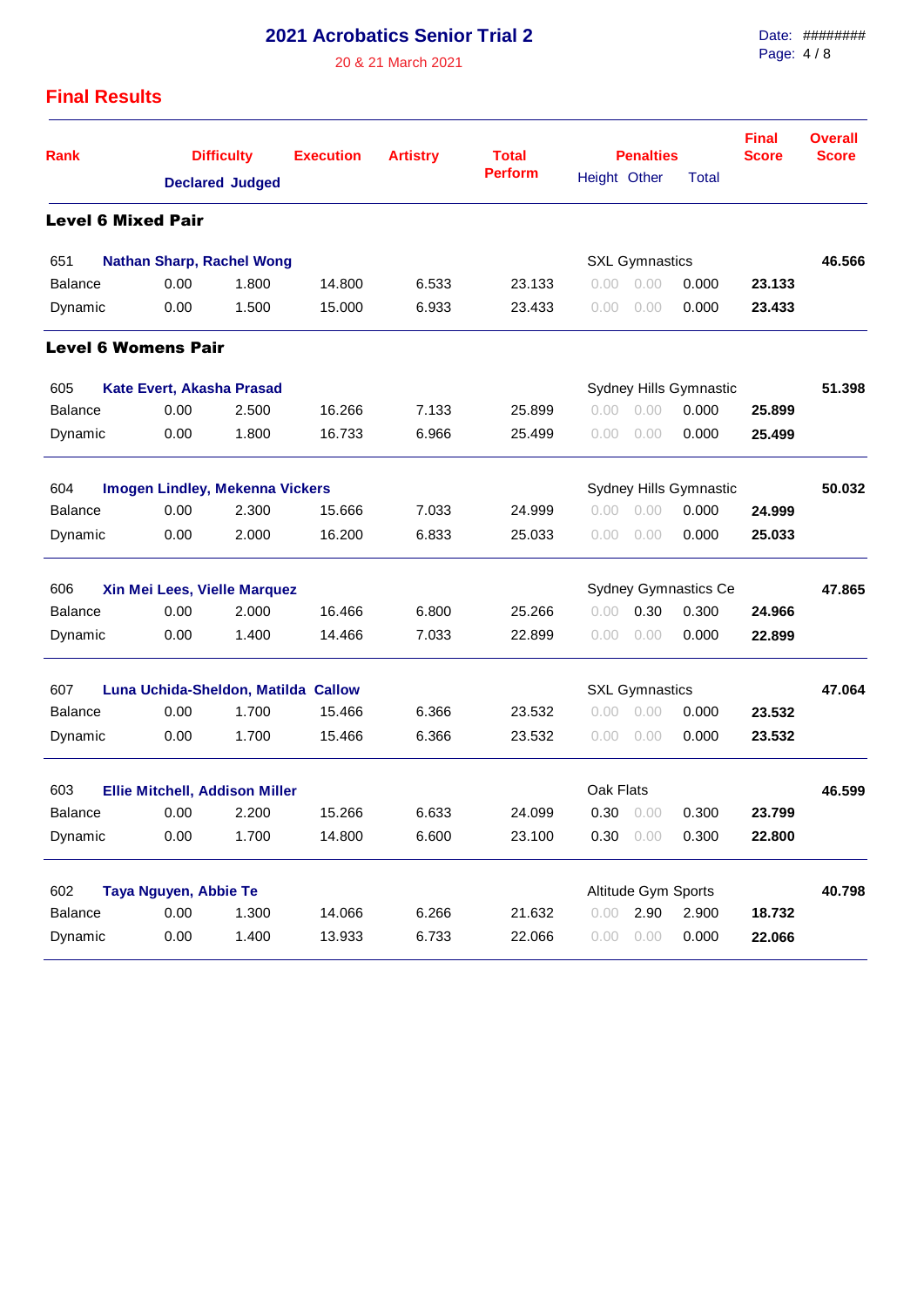# 2021 Acrobatics Senior Trial 2

20 & 21 March 2021

Date: ########

## Final Results

| Rank | Difficulty Declared | Difficulty Judged | Execution | Artistry | Total Perform | Penalties Height | Penalties Other | Penalties Total | Final Score | Overall Score |
|---|---|---|---|---|---|---|---|---|---|---|
| **Level 6 Mixed Pair** | | | | | | | | | | |
| 651 **Nathan Sharp, Rachel Wong** | | | | | | SXL Gymnastics | | | | **46.566** |
| Balance | 0.00 | 1.800 | 14.800 | 6.533 | 23.133 | 0.00 | 0.00 | 0.000 | **23.133** | |
| Dynamic | 0.00 | 1.500 | 15.000 | 6.933 | 23.433 | 0.00 | 0.00 | 0.000 | **23.433** | |
| **Level 6 Womens Pair** | | | | | | | | | | |
| 605 **Kate Evert, Akasha Prasad** | | | | | | Sydney Hills Gymnastic | | | | **51.398** |
| Balance | 0.00 | 2.500 | 16.266 | 7.133 | 25.899 | 0.00 | 0.00 | 0.000 | **25.899** | |
| Dynamic | 0.00 | 1.800 | 16.733 | 6.966 | 25.499 | 0.00 | 0.00 | 0.000 | **25.499** | |
| 604 **Imogen Lindley, Mekenna Vickers** | | | | | | Sydney Hills Gymnastic | | | | **50.032** |
| Balance | 0.00 | 2.300 | 15.666 | 7.033 | 24.999 | 0.00 | 0.00 | 0.000 | **24.999** | |
| Dynamic | 0.00 | 2.000 | 16.200 | 6.833 | 25.033 | 0.00 | 0.00 | 0.000 | **25.033** | |
| 606 **Xin Mei Lees, Vielle Marquez** | | | | | | Sydney Gymnastics Ce | | | | **47.865** |
| Balance | 0.00 | 2.000 | 16.466 | 6.800 | 25.266 | 0.00 | 0.30 | 0.300 | **24.966** | |
| Dynamic | 0.00 | 1.400 | 14.466 | 7.033 | 22.899 | 0.00 | 0.00 | 0.000 | **22.899** | |
| 607 **Luna Uchida-Sheldon, Matilda Callow** | | | | | | SXL Gymnastics | | | | **47.064** |
| Balance | 0.00 | 1.700 | 15.466 | 6.366 | 23.532 | 0.00 | 0.00 | 0.000 | **23.532** | |
| Dynamic | 0.00 | 1.700 | 15.466 | 6.366 | 23.532 | 0.00 | 0.00 | 0.000 | **23.532** | |
| 603 **Ellie Mitchell, Addison Miller** | | | | | | Oak Flats | | | | **46.599** |
| Balance | 0.00 | 2.200 | 15.266 | 6.633 | 24.099 | 0.30 | 0.00 | 0.300 | **23.799** | |
| Dynamic | 0.00 | 1.700 | 14.800 | 6.600 | 23.100 | 0.30 | 0.00 | 0.300 | **22.800** | |
| 602 **Taya Nguyen, Abbie Te** | | | | | | Altitude Gym Sports | | | | **40.798** |
| Balance | 0.00 | 1.300 | 14.066 | 6.266 | 21.632 | 0.00 | 2.90 | 2.900 | **18.732** | |
| Dynamic | 0.00 | 1.400 | 13.933 | 6.733 | 22.066 | 0.00 | 0.00 | 0.000 | **22.066** | |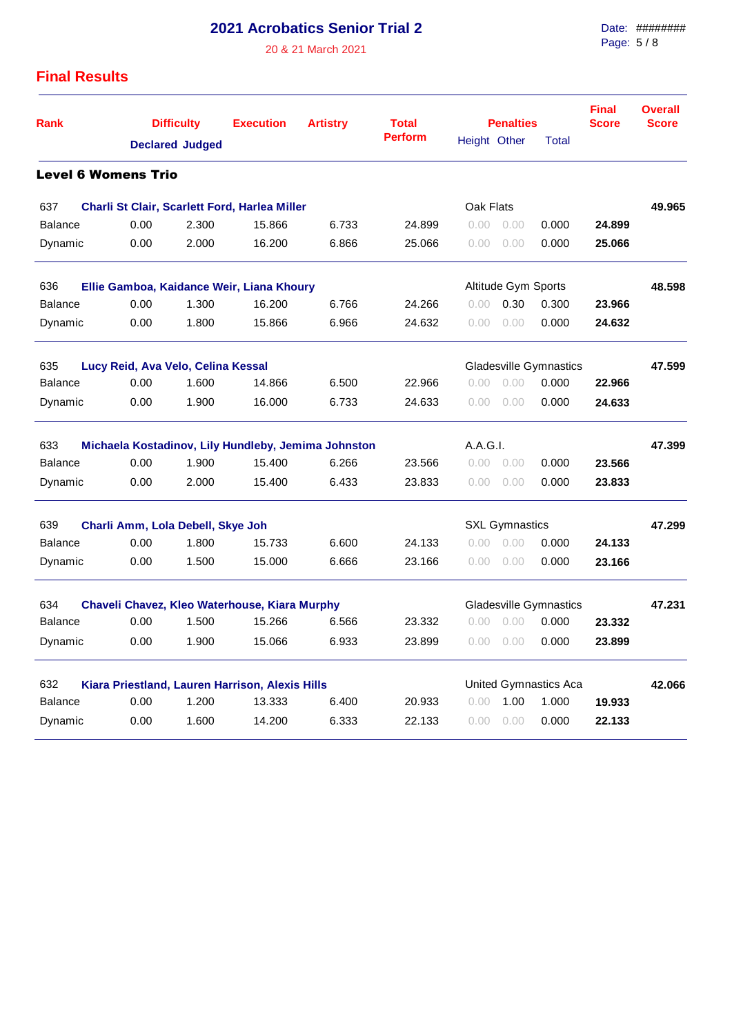# 2021 Acrobatics Senior Trial 2

20 & 21 March 2021

## Final Results

| Rank | Difficulty Declared | Difficulty Judged | Execution | Artistry | Total Perform | Penalties Height | Penalties Other | Penalties Total | Final Score | Overall Score |
|---|---|---|---|---|---|---|---|---|---|---|

### Level 6 Womens Trio

| Rank | Difficulty Declared | Difficulty Judged | Execution | Artistry | Total Perform | Penalties Height | Penalties Other | Penalties Total | Final Score | Overall Score |
|---|---|---|---|---|---|---|---|---|---|---|
| 637 **Charli St Clair, Scarlett Ford, Harlea Miller** | | | | | | Oak Flats | | | | **49.965** |
| Balance | 0.00 | 2.300 | 15.866 | 6.733 | 24.899 | 0.00 | 0.00 | 0.000 | **24.899** | |
| Dynamic | 0.00 | 2.000 | 16.200 | 6.866 | 25.066 | 0.00 | 0.00 | 0.000 | **25.066** | |
| 636 **Ellie Gamboa, Kaidance Weir, Liana Khoury** | | | | | | Altitude Gym Sports | | | | **48.598** |
| Balance | 0.00 | 1.300 | 16.200 | 6.766 | 24.266 | 0.00 | 0.30 | 0.300 | **23.966** | |
| Dynamic | 0.00 | 1.800 | 15.866 | 6.966 | 24.632 | 0.00 | 0.00 | 0.000 | **24.632** | |
| 635 **Lucy Reid, Ava Velo, Celina Kessal** | | | | | | Gladesville Gymnastics | | | | **47.599** |
| Balance | 0.00 | 1.600 | 14.866 | 6.500 | 22.966 | 0.00 | 0.00 | 0.000 | **22.966** | |
| Dynamic | 0.00 | 1.900 | 16.000 | 6.733 | 24.633 | 0.00 | 0.00 | 0.000 | **24.633** | |
| 633 **Michaela Kostadinov, Lily Hundleby, Jemima Johnston** | | | | | | A.A.G.I. | | | | **47.399** |
| Balance | 0.00 | 1.900 | 15.400 | 6.266 | 23.566 | 0.00 | 0.00 | 0.000 | **23.566** | |
| Dynamic | 0.00 | 2.000 | 15.400 | 6.433 | 23.833 | 0.00 | 0.00 | 0.000 | **23.833** | |
| 639 **Charli Amm, Lola Debell, Skye Joh** | | | | | | SXL Gymnastics | | | | **47.299** |
| Balance | 0.00 | 1.800 | 15.733 | 6.600 | 24.133 | 0.00 | 0.00 | 0.000 | **24.133** | |
| Dynamic | 0.00 | 1.500 | 15.000 | 6.666 | 23.166 | 0.00 | 0.00 | 0.000 | **23.166** | |
| 634 **Chaveli Chavez, Kleo Waterhouse, Kiara Murphy** | | | | | | Gladesville Gymnastics | | | | **47.231** |
| Balance | 0.00 | 1.500 | 15.266 | 6.566 | 23.332 | 0.00 | 0.00 | 0.000 | **23.332** | |
| Dynamic | 0.00 | 1.900 | 15.066 | 6.933 | 23.899 | 0.00 | 0.00 | 0.000 | **23.899** | |
| 632 **Kiara Priestland, Lauren Harrison, Alexis Hills** | | | | | | United Gymnastics Aca | | | | **42.066** |
| Balance | 0.00 | 1.200 | 13.333 | 6.400 | 20.933 | 0.00 | 1.00 | 1.000 | **19.933** | |
| Dynamic | 0.00 | 1.600 | 14.200 | 6.333 | 22.133 | 0.00 | 0.00 | 0.000 | **22.133** | |